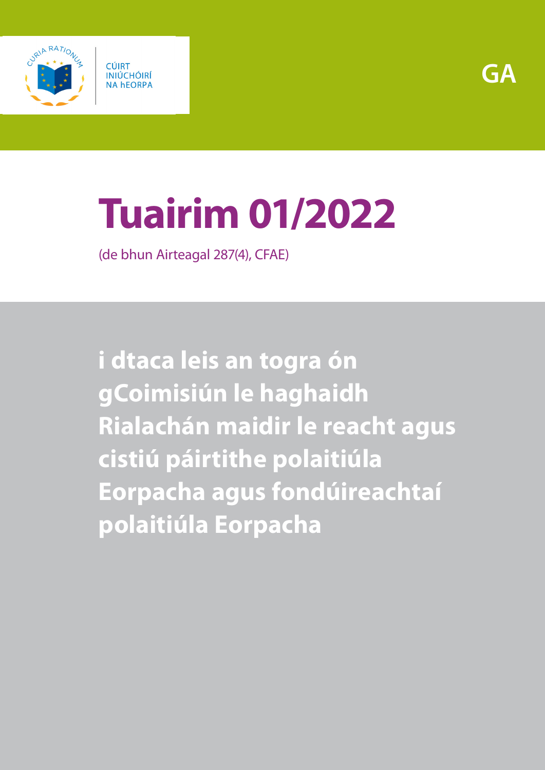CÚIRT INIÚCHÓIRÍ NA hEORPA

GA

# Tuairim 01/2022

(de bhun Airteagal 287(4), CFAE)

## i dtaca leis an togra ón gCoimisiún le haghaidh Rialachán maidir le reacht agus cistiú páirtithe polaitiúla Eorpacha agus fondúireachtaí polaitiúla Eorpacha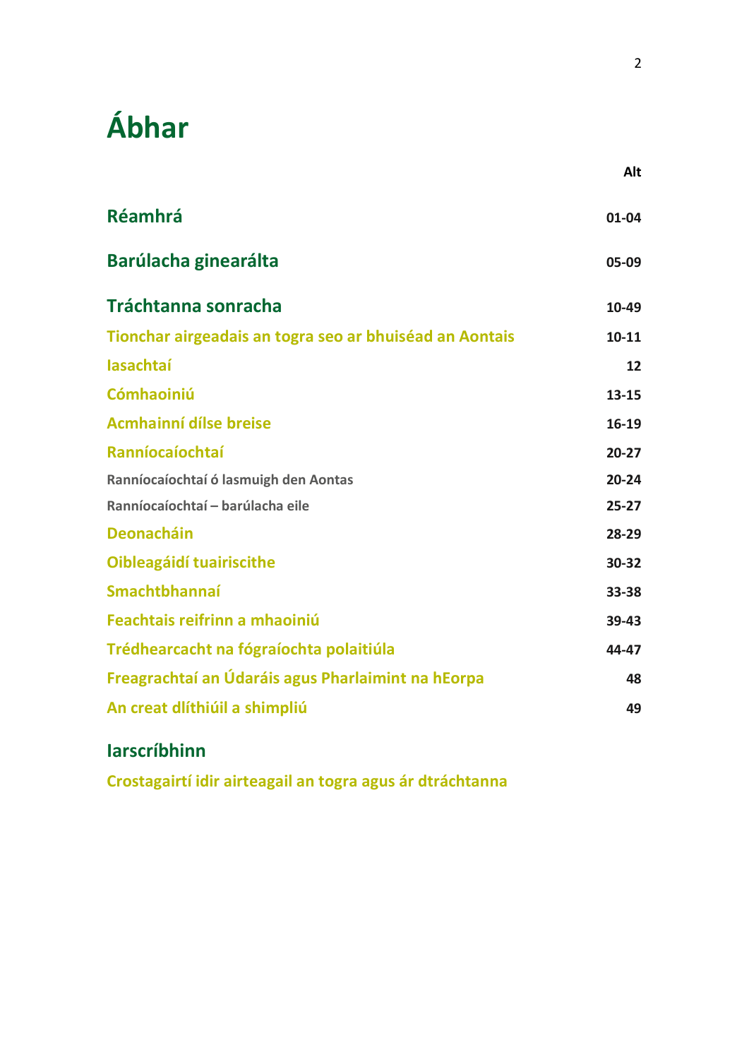# Ábhar

| | Alt |
|---|---|
| **Réamhrá** | 01-04 |
| **Barúlacha ginearálta** | 05-09 |
| **Tráchtanna sonracha** | 10-49 |
| Tionchar airgeadais an togra seo ar bhuiséad an Aontais | 10-11 |
| Iasachtaí | 12 |
| Cómhaoiniú | 13-15 |
| Acmhainní dílse breise | 16-19 |
| Ranníocaíochtaí | 20-27 |
| Ranníocaíochtaí ó lasmuigh den Aontas | 20-24 |
| Ranníocaíochtaí – barúlacha eile | 25-27 |
| Deonacháin | 28-29 |
| Oibleagáidí tuairiscithe | 30-32 |
| Smachtbhannaí | 33-38 |
| Feachtais reifrinn a mhaoiniú | 39-43 |
| Trédhearcacht na fógraíochta polaitiúla | 44-47 |
| Freagrachtaí an Údaráis agus Pharlaimint na hEorpa | 48 |
| An creat dlíthiúil a shimpliú | 49 |

## Iarscríbhinn

Crostagairtí idir airteagail an togra agus ár dtráchtanna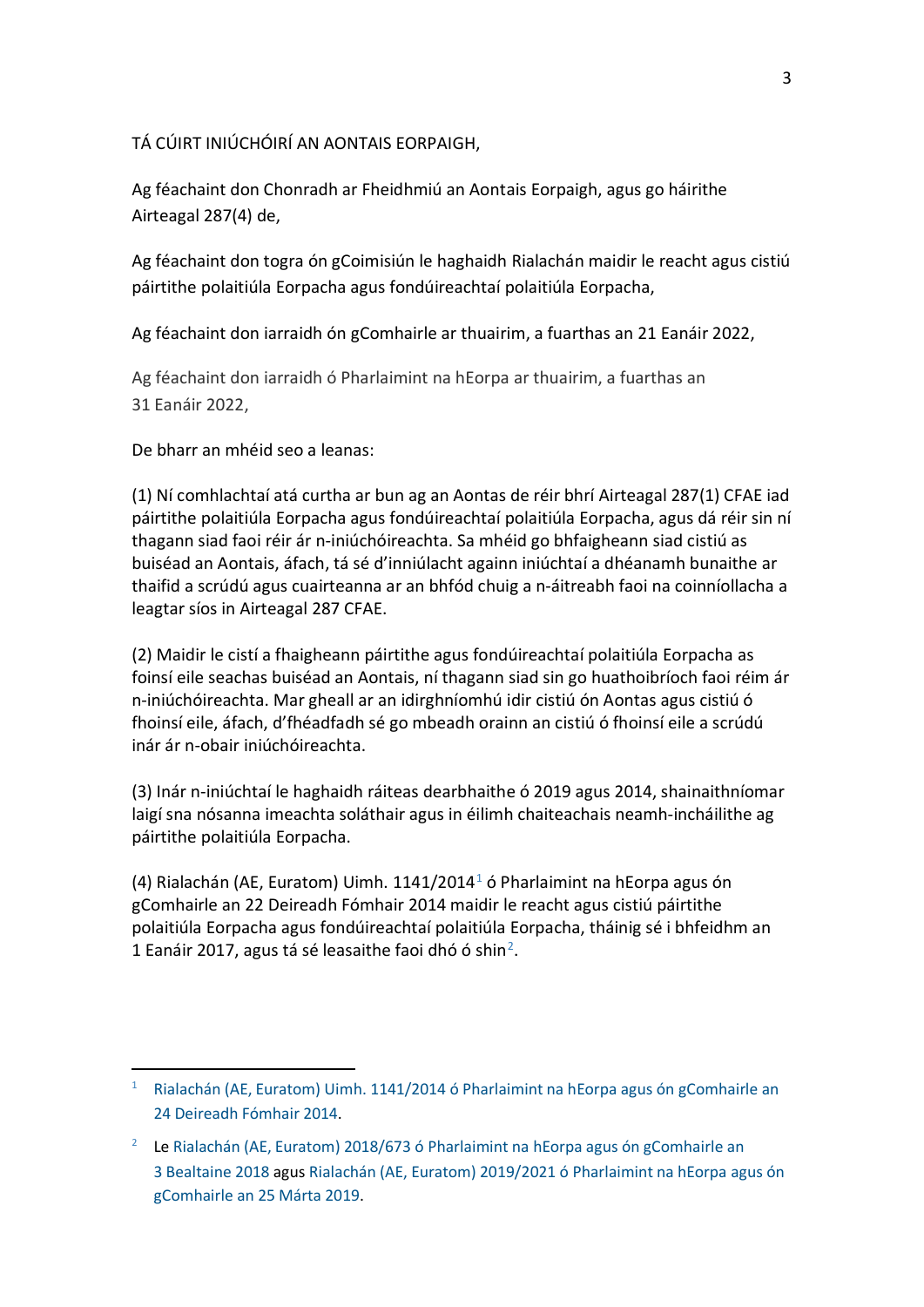TÁ CÚIRT INIÚCHÓIRÍ AN AONTAIS EORPAIGH,

Ag féachaint don Chonradh ar Fheidhmiú an Aontais Eorpaigh, agus go háirithe Airteagal 287(4) de,

Ag féachaint don togra ón gCoimisiún le haghaidh Rialachán maidir le reacht agus cistiú páirtithe polaitiúla Eorpacha agus fondúireachtaí polaitiúla Eorpacha,

Ag féachaint don iarraidh ón gComhairle ar thuairim, a fuarthas an 21 Eanáir 2022,

Ag féachaint don iarraidh ó Pharlaimint na hEorpa ar thuairim, a fuarthas an 31 Eanáir 2022,

De bharr an mhéid seo a leanas:

(1) Ní comhlachtaí atá curtha ar bun ag an Aontas de réir bhrí Airteagal 287(1) CFAE iad páirtithe polaitiúla Eorpacha agus fondúireachtaí polaitiúla Eorpacha, agus dá réir sin ní thagann siad faoi réir ár n-iniúchóireachta. Sa mhéid go bhfaigheann siad cistiú as buiséad an Aontais, áfach, tá sé d'inniúlacht againn iniúchtaí a dhéanamh bunaithe ar thaifid a scrúdú agus cuairteanna ar an bhfód chuig a n-áitreabh faoi na coinníollacha a leagtar síos in Airteagal 287 CFAE.

(2) Maidir le cistí a fhaigheann páirtithe agus fondúireachtaí polaitiúla Eorpacha as foinsí eile seachas buiséad an Aontais, ní thagann siad sin go huathoibríoch faoi réim ár n-iniúchóireachta. Mar gheall ar an idirghníomhú idir cistiú ón Aontas agus cistiú ó fhoinsí eile, áfach, d'fhéadfadh sé go mbeadh orainn an cistiú ó fhoinsí eile a scrúdú inár ár n-obair iniúchóireachta.

(3) Inár n-iniúchtaí le haghaidh ráiteas dearbhaithe ó 2019 agus 2014, shainaithníomar laigí sna nósanna imeachta soláthair agus in éilimh chaiteachais neamh-incháilithe ag páirtithe polaitiúla Eorpacha.

(4) Rialachán (AE, Euratom) Uimh. 1141/2014[1] ó Pharlaimint na hEorpa agus ón gComhairle an 22 Deireadh Fómhair 2014 maidir le reacht agus cistiú páirtithe polaitiúla Eorpacha agus fondúireachtaí polaitiúla Eorpacha, tháinig sé i bhfeidhm an 1 Eanáir 2017, agus tá sé leasaithe faoi dhó ó shin[2].

---

[1] Rialachán (AE, Euratom) Uimh. 1141/2014 ó Pharlaimint na hEorpa agus ón gComhairle an 24 Deireadh Fómhair 2014.

[2] Le Rialachán (AE, Euratom) 2018/673 ó Pharlaimint na hEorpa agus ón gComhairle an 3 Bealtaine 2018 agus Rialachán (AE, Euratom) 2019/2021 ó Pharlaimint na hEorpa agus ón gComhairle an 25 Márta 2019.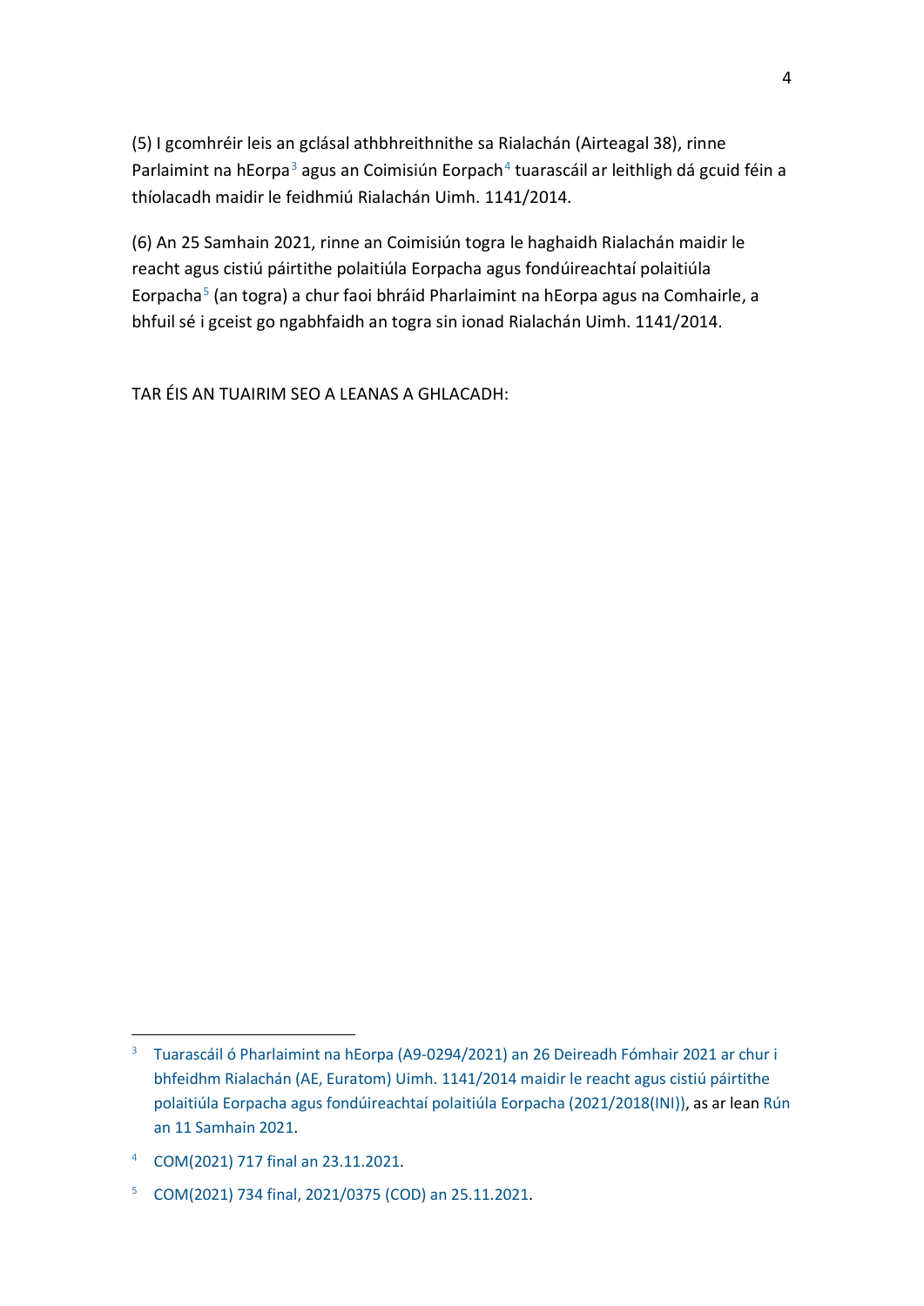(5) I gcomhréir leis an gclásal athbhreithnithe sa Rialachán (Airteagal 38), rinne Parlaimint na hEorpa[3] agus an Coimisiún Eorpach[4] tuarascáil ar leithligh dá gcuid féin a thíolacadh maidir le feidhmiú Rialachán Uimh. 1141/2014.

(6) An 25 Samhain 2021, rinne an Coimisiún togra le haghaidh Rialachán maidir le reacht agus cistiú páirtithe polaitiúla Eorpacha agus fondúireachtaí polaitiúla Eorpacha[5] (an togra) a chur faoi bhráid Pharlaimint na hEorpa agus na Comhairle, a bhfuil sé i gceist go ngabhfaidh an togra sin ionad Rialachán Uimh. 1141/2014.

TAR ÉIS AN TUAIRIM SEO A LEANAS A GHLACADH:

---

[3] Tuarascáil ó Pharlaimint na hEorpa (A9-0294/2021) an 26 Deireadh Fómhair 2021 ar chur i bhfeidhm Rialachán (AE, Euratom) Uimh. 1141/2014 maidir le reacht agus cistiú páirtithe polaitiúla Eorpacha agus fondúireachtaí polaitiúla Eorpacha (2021/2018(INI)), as ar lean Rún an 11 Samhain 2021.

[4] COM(2021) 717 final an 23.11.2021.

[5] COM(2021) 734 final, 2021/0375 (COD) an 25.11.2021.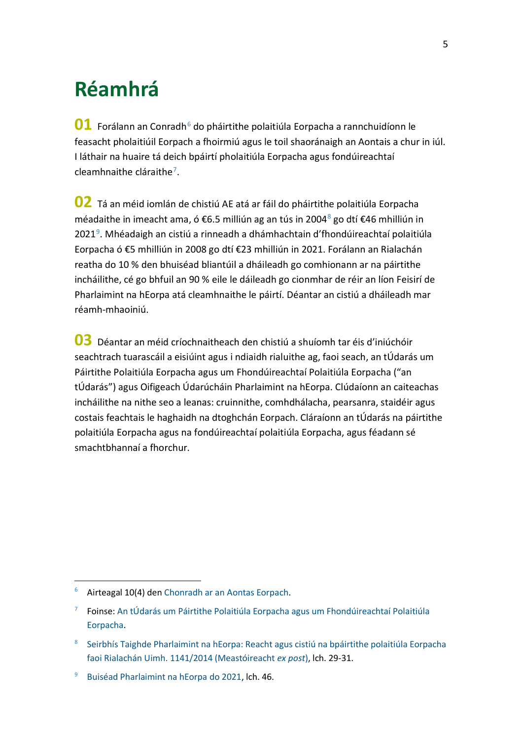# Réamhrá

**01** Forálann an Conradh[6] do pháirtithe polaitiúla Eorpacha a rannchuidíonn le feasacht pholaitiúil Eorpach a fhoirmiú agus le toil shaoránaigh an Aontais a chur in iúl. I láthair na huaire tá deich bpáirtí pholaitiúla Eorpacha agus fondúireachtaí cleamhnaithe cláraithe[7].

**02** Tá an méid iomlán de chistiú AE atá ar fáil do pháirtithe polaitiúla Eorpacha méadaithe in imeacht ama, ó €6.5 milliún ag an tús in 2004[8] go dtí €46 mhilliún in 2021[9]. Mhéadaigh an cistiú a rinneadh a dhámhachtain d'fhondúireachtaí polaitiúla Eorpacha ó €5 mhilliún in 2008 go dtí €23 mhilliún in 2021. Forálann an Rialachán reatha do 10 % den bhuiséad bliantúil a dháileadh go comhionann ar na páirtithe incháilithe, cé go bhfuil an 90 % eile le dáileadh go cionmhar de réir an líon Feisirí de Pharlaimint na hEorpa atá cleamhnaithe le páirtí. Déantar an cistiú a dháileadh mar réamh-mhaoiniú.

**03** Déantar an méid críochnaitheach den chistiú a shuíomh tar éis d'iniúchóir seachtrach tuarascáil a eisiúint agus i ndiaidh rialuithe ag, faoi seach, an tÚdarás um Páirtithe Polaitiúla Eorpacha agus um Fhondúireachtaí Polaitiúla Eorpacha ("an tÚdarás") agus Oifigeach Údarúcháin Pharlaimint na hEorpa. Clúdaíonn an caiteachas incháilithe na nithe seo a leanas: cruinnithe, comhdhálacha, pearsanra, staidéir agus costais feachtais le haghaidh na dtoghchán Eorpach. Cláraíonn an tÚdarás na páirtithe polaitiúla Eorpacha agus na fondúireachtaí polaitiúla Eorpacha, agus féadann sé smachtbhannaí a fhorchur.

---

[6] Airteagal 10(4) den Chonradh ar an Aontas Eorpach.

[7] Foinse: An tÚdarás um Páirtithe Polaitiúla Eorpacha agus um Fhondúireachtaí Polaitiúla Eorpacha.

[8] Seirbhís Taighde Pharlaimint na hEorpa: Reacht agus cistiú na bpáirtithe polaitiúla Eorpacha faoi Rialachán Uimh. 1141/2014 (Meastóireacht *ex post*), lch. 29-31.

[9] Buiséad Pharlaimint na hEorpa do 2021, lch. 46.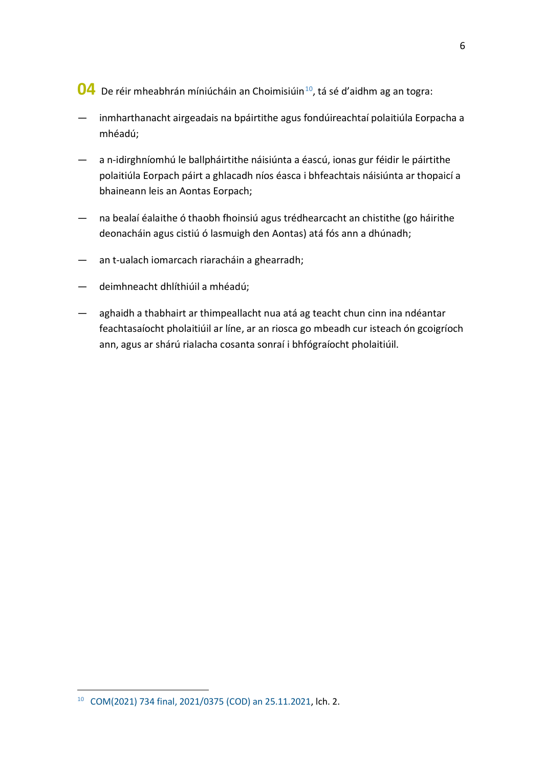**04** De réir mheabhrán míniúcháin an Choimisiúin[10], tá sé d'aidhm ag an togra:

- inmharthanacht airgeadais na bpáirtithe agus fondúireachtaí polaitiúla Eorpacha a mhéadú;
- a n-idirghníomhú le ballpháirtithe náisiúnta a éascú, ionas gur féidir le páirtithe polaitiúla Eorpach páirt a ghlacadh níos éasca i bhfeachtais náisiúnta ar thopaicí a bhaineann leis an Aontas Eorpach;
- na bealaí éalaithe ó thaobh fhoinsiú agus trédhearcacht an chistithe (go háirithe deonacháin agus cistiú ó lasmuigh den Aontas) atá fós ann a dhúnadh;
- an t-ualach iomarcach riaracháin a ghearradh;
- deimhneacht dhlíthiúil a mhéadú;
- aghaidh a thabhairt ar thimpeallacht nua atá ag teacht chun cinn ina ndéantar feachtasaíocht pholaitiúil ar líne, ar an riosca go mbeadh cur isteach ón gcoigríoch ann, agus ar shárú rialacha cosanta sonraí i bhfógraíocht pholaitiúil.

[10] COM(2021) 734 final, 2021/0375 (COD) an 25.11.2021, lch. 2.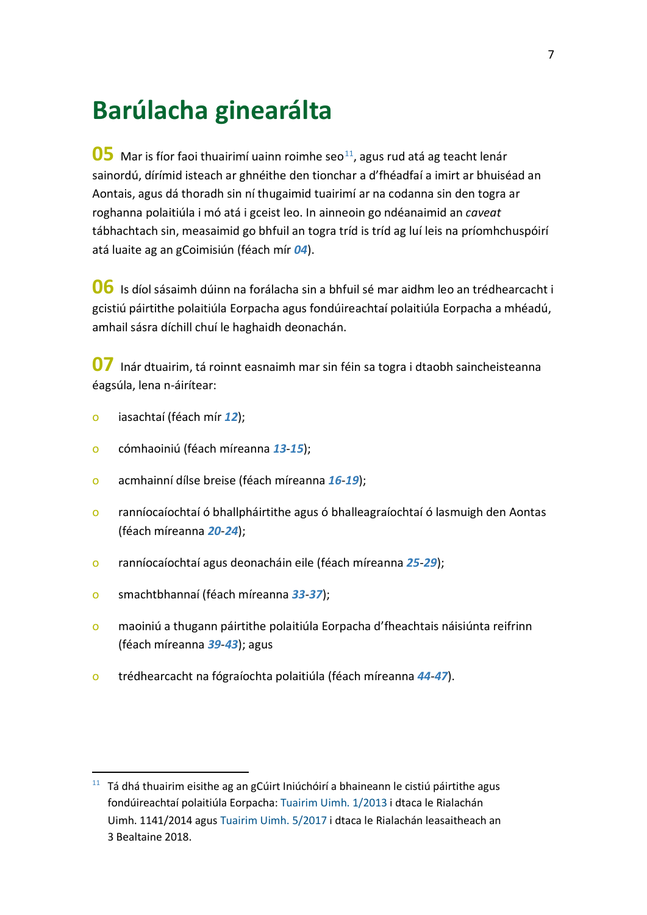# Barúlacha ginearálta

**05** Mar is fíor faoi thuairimí uainn roimhe seo[11], agus rud atá ag teacht lenár sainordú, dírímid isteach ar ghnéithe den tionchar a d'fhéadfaí a imirt ar bhuiséad an Aontais, agus dá thoradh sin ní thugaimid tuairimí ar na codanna sin den togra ar roghanna polaitiúla i mó atá i gceist leo. In ainneoin go ndéanaimid an *caveat* tábhachtach sin, measaimid go bhfuil an togra tríd is tríd ag luí leis na príomhchuspóirí atá luaite ag an gCoimisiún (féach mír ***04***).

**06** Is díol sásaimh dúinn na forálacha sin a bhfuil sé mar aidhm leo an trédhearcacht i gcistiú páirtithe polaitiúla Eorpacha agus fondúireachtaí polaitiúla Eorpacha a mhéadú, amhail sásra díchill chuí le haghaidh deonachán.

**07** Inár dtuairim, tá roinnt easnaimh mar sin féin sa togra i dtaobh saincheisteanna éagsúla, lena n-áirítear:

- iasachtaí (féach mír ***12***);
- cómhaoiniú (féach míreanna ***13***-***15***);
- acmhainní dílse breise (féach míreanna ***16***-***19***);
- ranníocaíochtaí ó bhallpháirtithe agus ó bhalleagraíochtaí ó lasmuigh den Aontas (féach míreanna ***20***-***24***);
- ranníocaíochtaí agus deonacháin eile (féach míreanna ***25***-***29***);
- smachtbhannaí (féach míreanna ***33***-***37***);
- maoiniú a thugann páirtithe polaitiúla Eorpacha d'fheachtais náisiúnta reifrinn (féach míreanna ***39***-***43***); agus
- trédhearcacht na fógraíochta polaitiúla (féach míreanna ***44***-***47***).

---

[11] Tá dhá thuairim eisithe ag an gCúirt Iniúchóirí a bhaineann le cistiú páirtithe agus fondúireachtaí polaitiúla Eorpacha: Tuairim Uimh. 1/2013 i dtaca le Rialachán Uimh. 1141/2014 agus Tuairim Uimh. 5/2017 i dtaca le Rialachán leasaitheach an 3 Bealtaine 2018.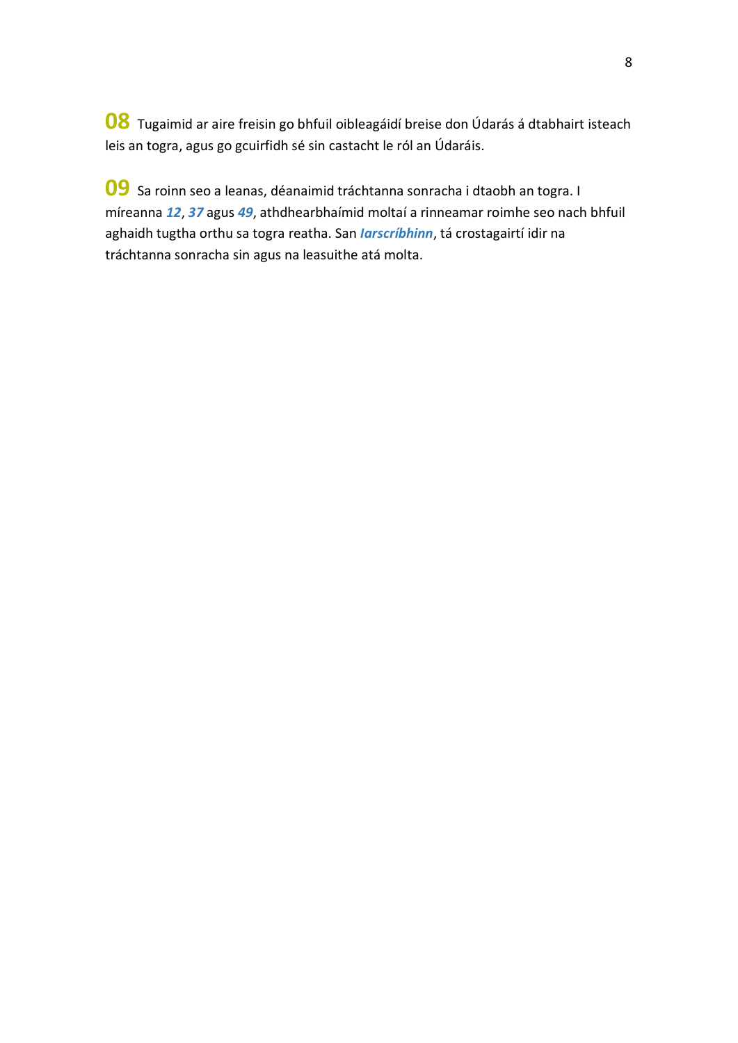**08** Tugaimid ar aire freisin go bhfuil oibleagáidí breise don Údarás á dtabhairt isteach leis an togra, agus go gcuirfidh sé sin castacht le ról an Údaráis.

**09** Sa roinn seo a leanas, déanaimid tráchtanna sonracha i dtaobh an togra. I míreanna ***12***, ***37*** agus ***49***, athdhearbhaímid moltaí a rinneamar roimhe seo nach bhfuil aghaidh tugtha orthu sa togra reatha. San ***Iarscríbhinn***, tá crostagairtí idir na tráchtanna sonracha sin agus na leasuithe atá molta.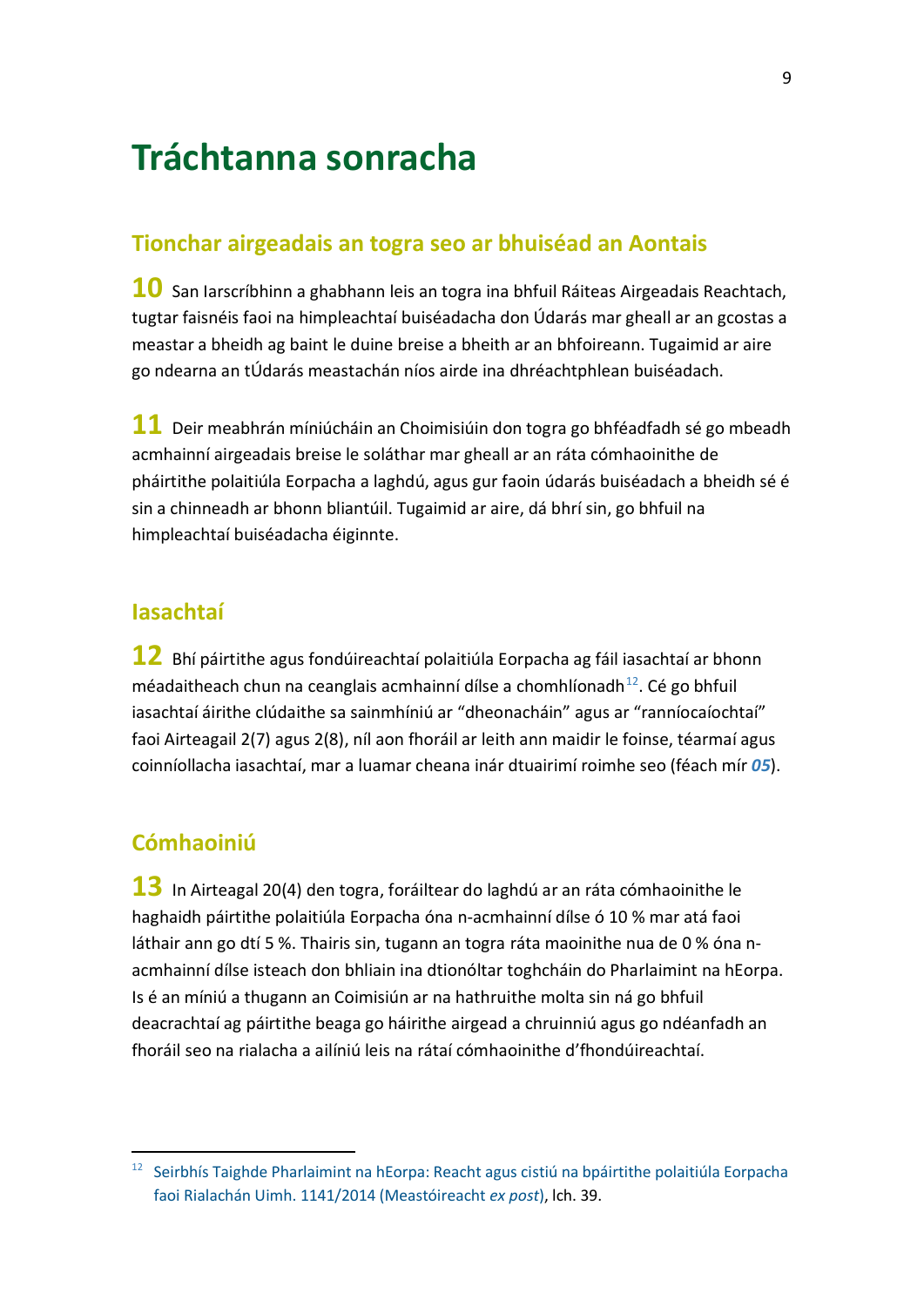# Tráchtanna sonracha

## Tionchar airgeadais an togra seo ar bhuiséad an Aontais

**10** San Iarscríbhinn a ghabhann leis an togra ina bhfuil Ráiteas Airgeadais Reachtach, tugtar faisnéis faoi na himpleachtaí buiséadacha don Údarás mar gheall ar an gcostas a meastar a bheidh ag baint le duine breise a bheith ar an bhfoireann. Tugaimid ar aire go ndearna an tÚdarás meastachán níos airde ina dhréachtphlean buiséadach.

**11** Deir meabhrán míniúcháin an Choimisiúin don togra go bhféadfadh sé go mbeadh acmhainní airgeadais breise le soláthar mar gheall ar an ráta cómhaoinithe de pháirtithe polaitiúla Eorpacha a laghdú, agus gur faoin údarás buiséadach a bheidh sé é sin a chinneadh ar bhonn bliantúil. Tugaimid ar aire, dá bhrí sin, go bhfuil na himpleachtaí buiséadacha éiginnte.

## Iasachtaí

**12** Bhí páirtithe agus fondúireachtaí polaitiúla Eorpacha ag fáil iasachtaí ar bhonn méadaitheach chun na ceanglais acmhainní dílse a chomhlíonadh[12]. Cé go bhfuil iasachtaí áirithe clúdaithe sa sainmhíniú ar "dheonacháin" agus ar "ranníocaíochtaí" faoi Airteagail 2(7) agus 2(8), níl aon fhoráil ar leith ann maidir le foinse, téarmaí agus coinníollacha iasachtaí, mar a luamar cheana inár dtuairimí roimhe seo (féach mír ***05***).

## Cómhaoiniú

**13** In Airteagal 20(4) den togra, foráiltear do laghdú ar an ráta cómhaoinithe le haghaidh páirtithe polaitiúla Eorpacha óna n-acmhainní dílse ó 10 % mar atá faoi láthair ann go dtí 5 %. Thairis sin, tugann an togra ráta maoinithe nua de 0 % óna n-acmhainní dílse isteach don bhliain ina dtionóltar toghcháin do Pharlaimint na hEorpa. Is é an míniú a thugann an Coimisiún ar na hathruithe molta sin ná go bhfuil deacrachtaí ag páirtithe beaga go háirithe airgead a chruinniú agus go ndéanfadh an fhoráil seo na rialacha a ailíniú leis na rátaí cómhaoinithe d'fhondúireachtaí.

---

[12] Seirbhís Taighde Pharlaimint na hEorpa: Reacht agus cistiú na bpáirtithe polaitiúla Eorpacha faoi Rialachán Uimh. 1141/2014 (Meastóireacht *ex post*), lch. 39.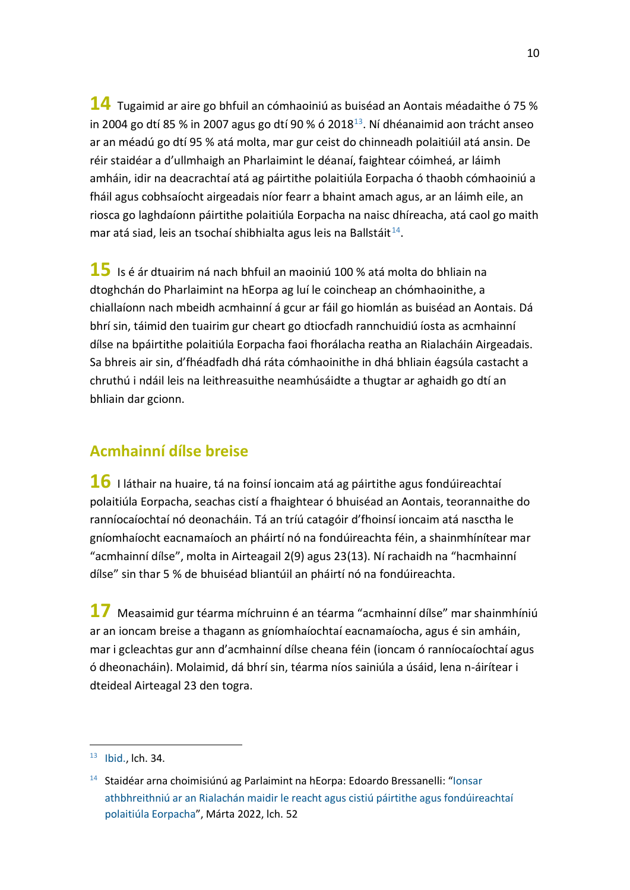**14** Tugaimid ar aire go bhfuil an cómhaoiniú as buiséad an Aontais méadaithe ó 75 % in 2004 go dtí 85 % in 2007 agus go dtí 90 % ó 2018[13]. Ní dhéanaimid aon trácht anseo ar an méadú go dtí 95 % atá molta, mar gur ceist do chinneadh polaitiúil atá ansin. De réir staidéar a d'ullmhaigh an Pharlaimint le déanaí, faightear cóimheá, ar láimh amháin, idir na deacrachtaí atá ag páirtithe polaitiúla Eorpacha ó thaobh cómhaoiniú a fháil agus cobhsaíocht airgeadais níor fearr a bhaint amach agus, ar an láimh eile, an riosca go laghdaíonn páirtithe polaitiúla Eorpacha na naisc dhíreacha, atá caol go maith mar atá siad, leis an tsochaí shibhialta agus leis na Ballstáit[14].

**15** Is é ár dtuairim ná nach bhfuil an maoiniú 100 % atá molta do bhliain na dtoghchán do Pharlaimint na hEorpa ag luí le coincheap an chómhaoinithe, a chiallaíonn nach mbeidh acmhainní á gcur ar fáil go hiomlán as buiséad an Aontais. Dá bhrí sin, táimid den tuairim gur cheart go dtiocfadh rannchuidiú íosta as acmhainní dílse na bpáirtithe polaitiúla Eorpacha faoi fhorálacha reatha an Rialacháin Airgeadais. Sa bhreis air sin, d'fhéadfadh dhá ráta cómhaoinithe in dhá bhliain éagsúla castacht a chruthú i ndáil leis na leithreasuithe neamhúsáidte a thugtar ar aghaidh go dtí an bhliain dar gcionn.

## Acmhainní dílse breise

**16** I láthair na huaire, tá na foinsí ioncaim atá ag páirtithe agus fondúireachtaí polaitiúla Eorpacha, seachas cistí a fhaightear ó bhuiséad an Aontais, teorannaithe do ranníocaíochtaí nó deonacháin. Tá an tríú catagóir d'fhoinsí ioncaim atá nasctha le gníomhaíocht eacnamaíoch an pháirtí nó na fondúireachta féin, a shainmhínítear mar "acmhainní dílse", molta in Airteagail 2(9) agus 23(13). Ní rachaidh na "hacmhainní dílse" sin thar 5 % de bhuiséad bliantúil an pháirtí nó na fondúireachta.

**17** Measaimid gur téarma míchruinn é an téarma "acmhainní dílse" mar shainmhíniú ar an ioncam breise a thagann as gníomhaíochtaí eacnamaíocha, agus é sin amháin, mar i gcleachtas gur ann d'acmhainní dílse cheana féin (ioncam ó ranníocaíochtaí agus ó dheonacháin). Molaimid, dá bhrí sin, téarma níos sainiúla a úsáid, lena n-áirítear i dteideal Airteagal 23 den togra.

---

[13] Ibid., lch. 34.

[14] Staidéar arna choimisiúnú ag Parlaimint na hEorpa: Edoardo Bressanelli: "Ionsar athbhreithniú ar an Rialachán maidir le reacht agus cistiú páirtithe agus fondúireachtaí polaitiúla Eorpacha", Márta 2022, lch. 52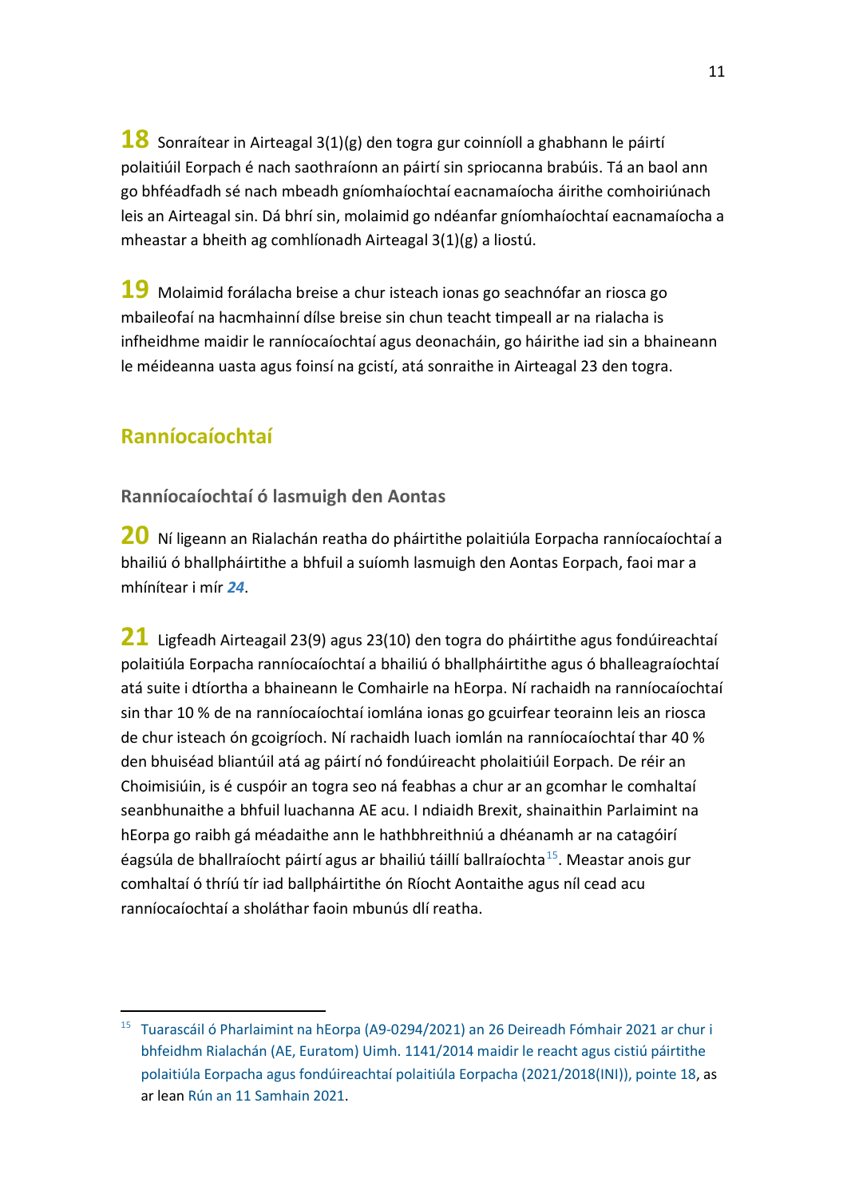**18** Sonraítear in Airteagal 3(1)(g) den togra gur coinníoll a ghabhann le páirtí polaitiúil Eorpach é nach saothraíonn an páirtí sin spriocanna brabúis. Tá an baol ann go bhféadfadh sé nach mbeadh gníomhaíochtaí eacnamaíocha áirithe comhoiriúnach leis an Airteagal sin. Dá bhrí sin, molaimid go ndéanfar gníomhaíochtaí eacnamaíocha a mheastar a bheith ag comhlíonadh Airteagal 3(1)(g) a liostú.

**19** Molaimid forálacha breise a chur isteach ionas go seachnófar an riosca go mbaileofaí na hacmhainní dílse breise sin chun teacht timpeall ar na rialacha is infheidhme maidir le ranníocaíochtaí agus deonacháin, go háirithe iad sin a bhaineann le méideanna uasta agus foinsí na gcistí, atá sonraithe in Airteagal 23 den togra.

## Ranníocaíochtaí

### Ranníocaíochtaí ó lasmuigh den Aontas

**20** Ní ligeann an Rialachán reatha do pháirtithe polaitiúla Eorpacha ranníocaíochtaí a bhailiú ó bhallpháirtithe a bhfuil a suíomh lasmuigh den Aontas Eorpach, faoi mar a mhínítear i mír ***24***.

**21** Ligfeadh Airteagail 23(9) agus 23(10) den togra do pháirtithe agus fondúireachtaí polaitiúla Eorpacha ranníocaíochtaí a bhailiú ó bhallpháirtithe agus ó bhalleagraíochtaí atá suite i dtíortha a bhaineann le Comhairle na hEorpa. Ní rachaidh na ranníocaíochtaí sin thar 10 % de na ranníocaíochtaí iomlána ionas go gcuirfear teorainn leis an riosca de chur isteach ón gcoigríoch. Ní rachaidh luach iomlán na ranníocaíochtaí thar 40 % den bhuiséad bliantúil atá ag páirtí nó fondúireacht pholaitiúil Eorpach. De réir an Choimisiúin, is é cuspóir an togra seo ná feabhas a chur ar an gcomhar le comhaltaí seanbhunaithe a bhfuil luachanna AE acu. I ndiaidh Brexit, shainaithin Parlaimint na hEorpa go raibh gá méadaithe ann le hathbhreithniú a dhéanamh ar na catagóirí éagsúla de bhallraíocht páirtí agus ar bhailiú táillí ballraíochta[15]. Meastar anois gur comhaltaí ó thríú tír iad ballpháirtithe ón Ríocht Aontaithe agus níl cead acu ranníocaíochtaí a sholáthar faoin mbunús dlí reatha.

---

[15] Tuarascáil ó Pharlaimint na hEorpa (A9-0294/2021) an 26 Deireadh Fómhair 2021 ar chur i bhfeidhm Rialachán (AE, Euratom) Uimh. 1141/2014 maidir le reacht agus cistiú páirtithe polaitiúla Eorpacha agus fondúireachtaí polaitiúla Eorpacha (2021/2018(INI)), pointe 18, as ar lean Rún an 11 Samhain 2021.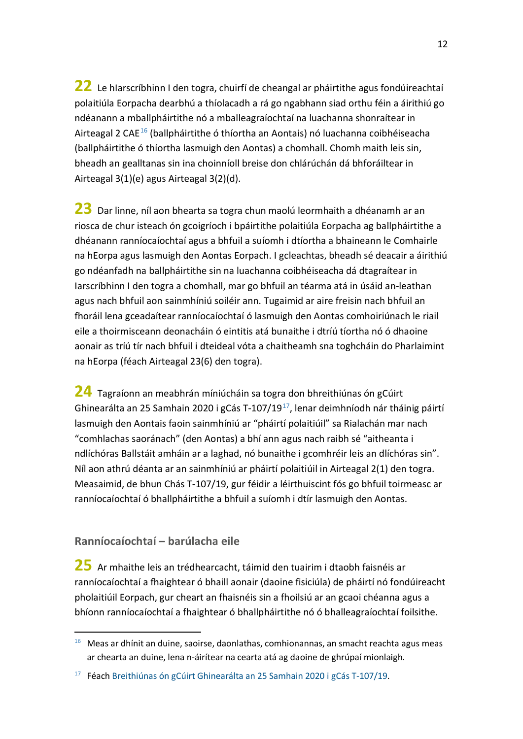**22** Le hIarscríbhinn I den togra, chuirfí de cheangal ar pháirtithe agus fondúireachtaí polaitiúla Eorpacha dearbhú a thíolacadh a rá go ngabhann siad orthu féin a áirithiú go ndéanann a mballpháirtithe nó a mballeagraíochtaí na luachanna shonraítear in Airteagal 2 CAE[16] (ballpháirtithe ó thíortha an Aontais) nó luachanna coibhéiseacha (ballpháirtithe ó thíortha lasmuigh den Aontas) a chomhall. Chomh maith leis sin, bheadh an gealltanas sin ina choinníoll breise don chlárúchán dá bhforáiltear in Airteagal 3(1)(e) agus Airteagal 3(2)(d).

**23** Dar linne, níl aon bhearta sa togra chun maolú leormhaith a dhéanamh ar an riosca de chur isteach ón gcoigríoch i bpáirtithe polaitiúla Eorpacha ag ballpháirtithe a dhéanann ranníocaíochtaí agus a bhfuil a suíomh i dtíortha a bhaineann le Comhairle na hEorpa agus lasmuigh den Aontas Eorpach. I gcleachtas, bheadh sé deacair a áirithiú go ndéanfadh na ballpháirtithe sin na luachanna coibhéiseacha dá dtagraítear in Iarscríbhinn I den togra a chomhall, mar go bhfuil an téarma atá in úsáid an-leathan agus nach bhfuil aon sainmhíniú soiléir ann. Tugaimid ar aire freisin nach bhfuil an fhoráil lena gceadaítear ranníocaíochtaí ó lasmuigh den Aontas comhoiriúnach le riail eile a thoirmisceann deonacháin ó eintitis atá bunaithe i dtríú tíortha nó ó dhaoine aonair as tríú tír nach bhfuil i dteideal vóta a chaitheamh sna toghcháin do Pharlaimint na hEorpa (féach Airteagal 23(6) den togra).

**24** Tagraíonn an meabhrán míniúcháin sa togra don bhreithiúnas ón gCúirt Ghinearálta an 25 Samhain 2020 i gCás T-107/19[17], lenar deimhníodh nár tháinig páirtí lasmuigh den Aontais faoin sainmhíniú ar "pháirtí polaitiúil" sa Rialachán mar nach "comhlachas saoránach" (den Aontas) a bhí ann agus nach raibh sé "aitheanta i ndlíchóras Ballstáit amháin ar a laghad, nó bunaithe i gcomhréir leis an dlíchóras sin". Níl aon athrú déanta ar an sainmhíniú ar pháirtí polaitiúil in Airteagal 2(1) den togra. Measaimid, de bhun Chás T-107/19, gur féidir a léirthuiscint fós go bhfuil toirmeasc ar ranníocaíochtaí ó bhallpháirtithe a bhfuil a suíomh i dtír lasmuigh den Aontas.

### Ranníocaíochtaí – barúlacha eile

**25** Ar mhaithe leis an trédhearcacht, táimid den tuairim i dtaobh faisnéis ar ranníocaíochtaí a fhaightear ó bhaill aonair (daoine fisiciúla) de pháirtí nó fondúireacht pholaitiúil Eorpach, gur cheart an fhaisnéis sin a fhoilsiú ar an gcaoi chéanna agus a bhíonn ranníocaíochtaí a fhaightear ó bhallpháirtithe nó ó bhalleagraíochtaí foilsithe.

---

[16] Meas ar dhínit an duine, saoirse, daonlathas, comhionannas, an smacht reachta agus meas ar chearta an duine, lena n-áirítear na cearta atá ag daoine de ghrúpaí mionlaigh.

[17] Féach Breithiúnas ón gCúirt Ghinearálta an 25 Samhain 2020 i gCás T-107/19.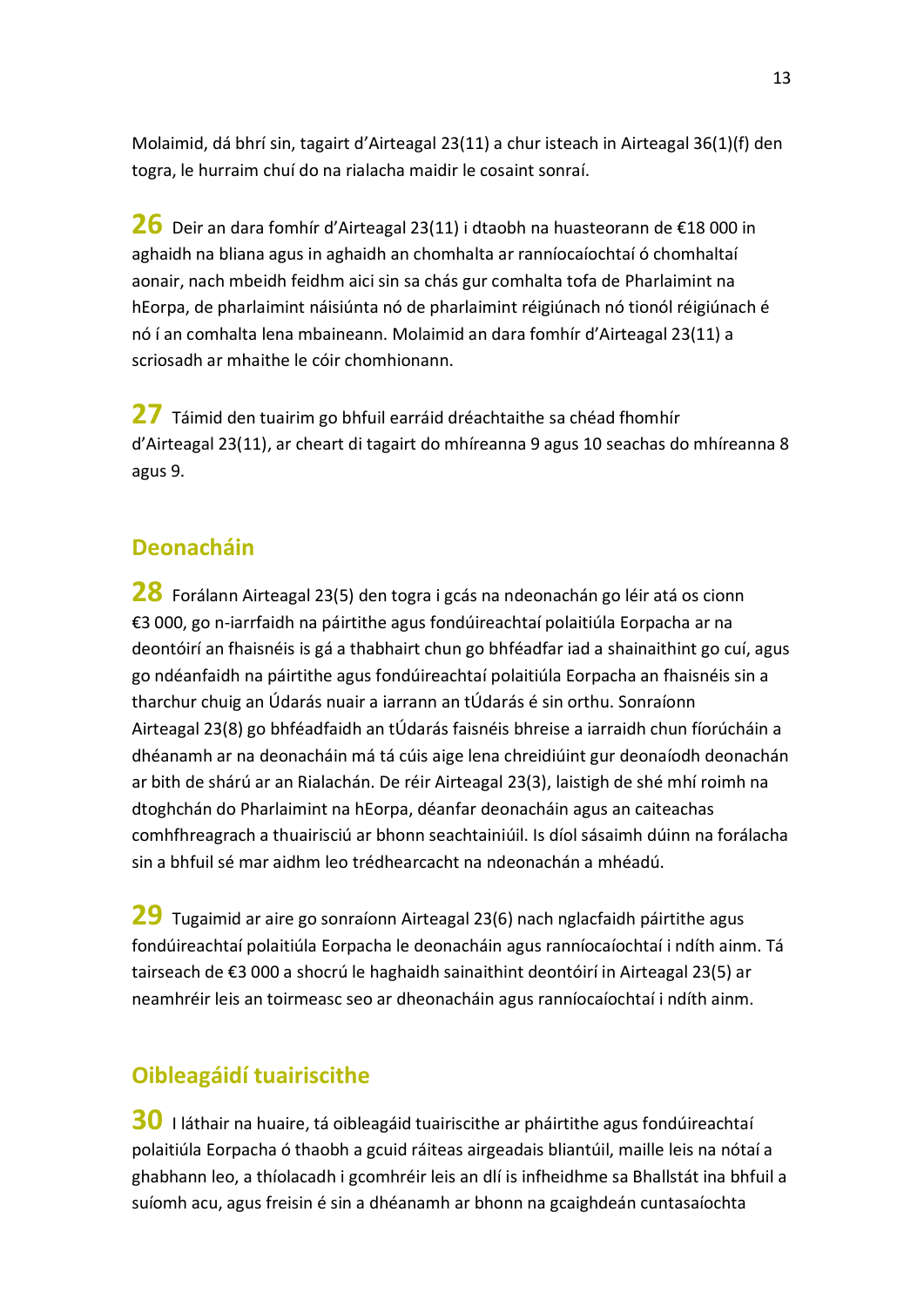Molaimid, dá bhrí sin, tagairt d'Airteagal 23(11) a chur isteach in Airteagal 36(1)(f) den togra, le hurraim chuí do na rialacha maidir le cosaint sonraí.

**26** Deir an dara fomhír d'Airteagal 23(11) i dtaobh na huasteorann de €18 000 in aghaidh na bliana agus in aghaidh an chomhalta ar ranníocaíochtaí ó chomhaltaí aonair, nach mbeidh feidhm aici sin sa chás gur comhalta tofa de Pharlaimint na hEorpa, de pharlaimint náisiúnta nó de pharlaimint réigiúnach nó tionól réigiúnach é nó í an comhalta lena mbaineann. Molaimid an dara fomhír d'Airteagal 23(11) a scriosadh ar mhaithe le cóir chomhionann.

**27** Táimid den tuairim go bhfuil earráid dréachtaithe sa chéad fhomhír d'Airteagal 23(11), ar cheart di tagairt do mhíreanna 9 agus 10 seachas do mhíreanna 8 agus 9.

## Deonacháin

**28** Forálann Airteagal 23(5) den togra i gcás na ndeonachán go léir atá os cionn €3 000, go n-iarrfaidh na páirtithe agus fondúireachtaí polaitiúla Eorpacha ar na deontóirí an fhaisnéis is gá a thabhairt chun go bhféadfar iad a shainaithint go cuí, agus go ndéanfaidh na páirtithe agus fondúireachtaí polaitiúla Eorpacha an fhaisnéis sin a tharchur chuig an Údarás nuair a iarrann an tÚdarás é sin orthu. Sonraíonn Airteagal 23(8) go bhféadfaidh an tÚdarás faisnéis bhreise a iarraidh chun fíorúcháin a dhéanamh ar na deonacháin má tá cúis aige lena chreidiúint gur deonaíodh deonachán ar bith de shárú ar an Rialachán. De réir Airteagal 23(3), laistigh de shé mhí roimh na dtoghchán do Pharlaimint na hEorpa, déanfar deonacháin agus an caiteachas comhfhreagrach a thuairisciú ar bhonn seachtainiúil. Is díol sásaimh dúinn na forálacha sin a bhfuil sé mar aidhm leo trédhearcacht na ndeonachán a mhéadú.

**29** Tugaimid ar aire go sonraíonn Airteagal 23(6) nach nglacfaidh páirtithe agus fondúireachtaí polaitiúla Eorpacha le deonacháin agus ranníocaíochtaí i ndíth ainm. Tá tairseach de €3 000 a shocrú le haghaidh sainaithint deontóirí in Airteagal 23(5) ar neamhréir leis an toirmeasc seo ar dheonacháin agus ranníocaíochtaí i ndíth ainm.

## Oibleagáidí tuairiscithe

**30** I láthair na huaire, tá oibleagáid tuairiscithe ar pháirtithe agus fondúireachtaí polaitiúla Eorpacha ó thaobh a gcuid ráiteas airgeadais bliantúil, maille leis na nótaí a ghabhann leo, a thíolacadh i gcomhréir leis an dlí is infheidhme sa Bhallstát ina bhfuil a suíomh acu, agus freisin é sin a dhéanamh ar bhonn na gcaighdeán cuntasaíochta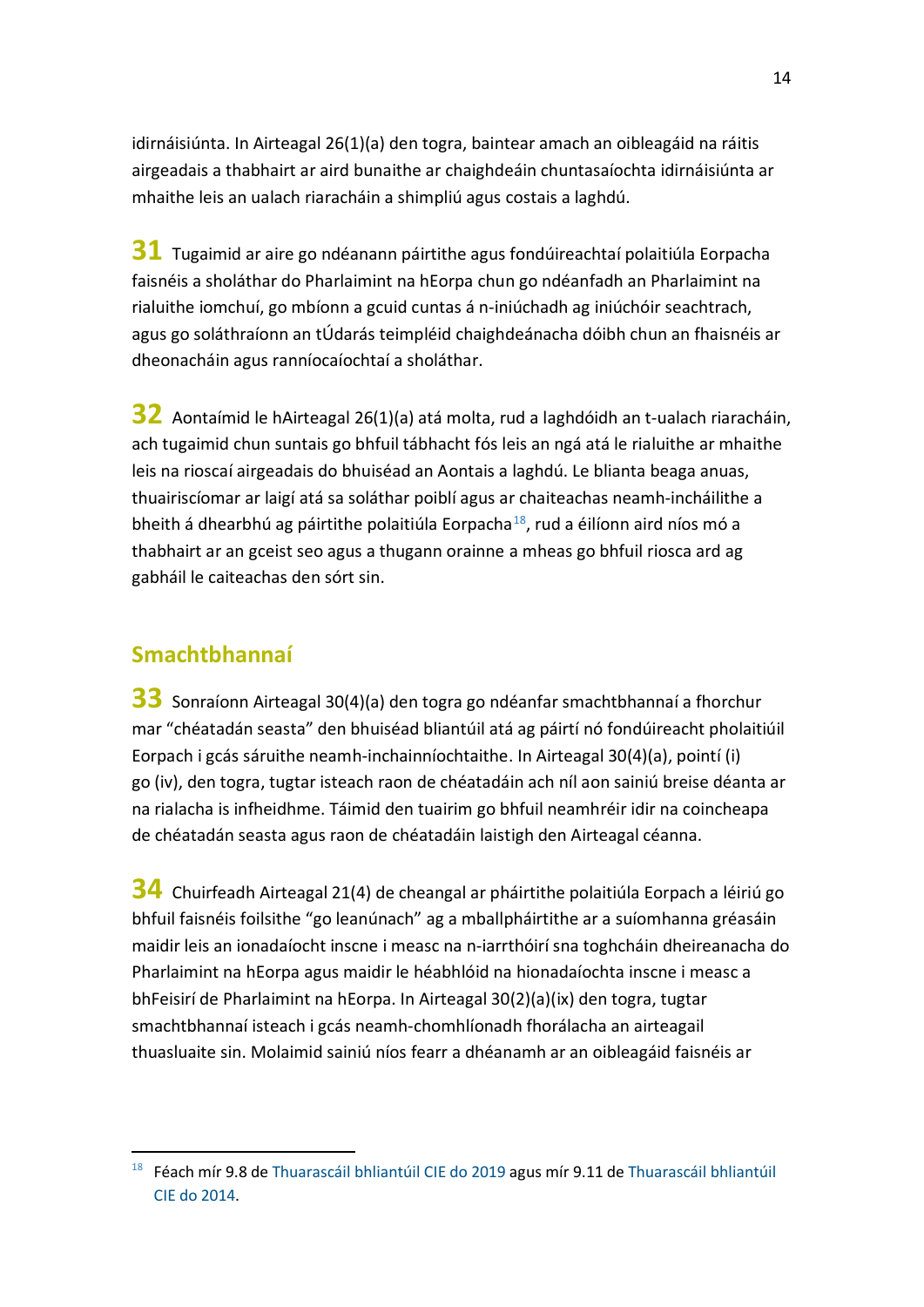idirnáisiúnta. In Airteagal 26(1)(a) den togra, baintear amach an oibleagáid na ráitis airgeadais a thabhairt ar aird bunaithe ar chaighdeáin chuntasaíochta idirnáisiúnta ar mhaithe leis an ualach riaracháin a shimpliú agus costais a laghdú.

**31** Tugaimid ar aire go ndéanann páirtithe agus fondúireachtaí polaitiúla Eorpacha faisnéis a sholáthar do Pharlaimint na hEorpa chun go ndéanfadh an Pharlaimint na rialuithe iomchuí, go mbíonn a gcuid cuntas á n-iniúchadh ag iniúchóir seachtrach, agus go soláthraíonn an tÚdarás teimpléid chaighdeánacha dóibh chun an fhaisnéis ar dheonacháin agus ranníocaíochtaí a sholáthar.

**32** Aontaímid le hAirteagal 26(1)(a) atá molta, rud a laghdóidh an t-ualach riaracháin, ach tugaimid chun suntais go bhfuil tábhacht fós leis an ngá atá le rialuithe ar mhaithe leis na rioscaí airgeadais do bhuiséad an Aontais a laghdú. Le blianta beaga anuas, thuairiscíomar ar laigí atá sa soláthar poiblí agus ar chaiteachas neamh-incháilithe a bheith á dhearbhú ag páirtithe polaitiúla Eorpacha[18], rud a éilíonn aird níos mó a thabhairt ar an gceist seo agus a thugann orainne a mheas go bhfuil riosca ard ag gabháil le caiteachas den sórt sin.

## Smachtbhannaí

**33** Sonraíonn Airteagal 30(4)(a) den togra go ndéanfar smachtbhannaí a fhorchur mar "chéatadán seasta" den bhuiséad bliantúil atá ag páirtí nó fondúireacht pholaitiúil Eorpach i gcás sáruithe neamh-inchainníochtaithe. In Airteagal 30(4)(a), pointí (i) go (iv), den togra, tugtar isteach raon de chéatadáin ach níl aon sainiú breise déanta ar na rialacha is infheidhme. Táimid den tuairim go bhfuil neamhréir idir na coincheapa de chéatadán seasta agus raon de chéatadáin laistigh den Airteagal céanna.

**34** Chuirfeadh Airteagal 21(4) de cheangal ar pháirtithe polaitiúla Eorpach a léiriú go bhfuil faisnéis foilsithe "go leanúnach" ag a mballpháirtithe ar a suíomhanna gréasáin maidir leis an ionadaíocht inscne i measc na n-iarrthóirí sna toghcháin dheireanacha do Pharlaimint na hEorpa agus maidir le héabhlóid na hionadaíochta inscne i measc a bhFeisirí de Pharlaimint na hEorpa. In Airteagal 30(2)(a)(ix) den togra, tugtar smachtbhannaí isteach i gcás neamh-chomhlíonadh fhorálacha an airteagail thuasluaite sin. Molaimid sainiú níos fearr a dhéanamh ar an oibleagáid faisnéis ar

---

[18] Féach mír 9.8 de Thuarascáil bhliantúil CIE do 2019 agus mír 9.11 de Thuarascáil bhliantúil CIE do 2014.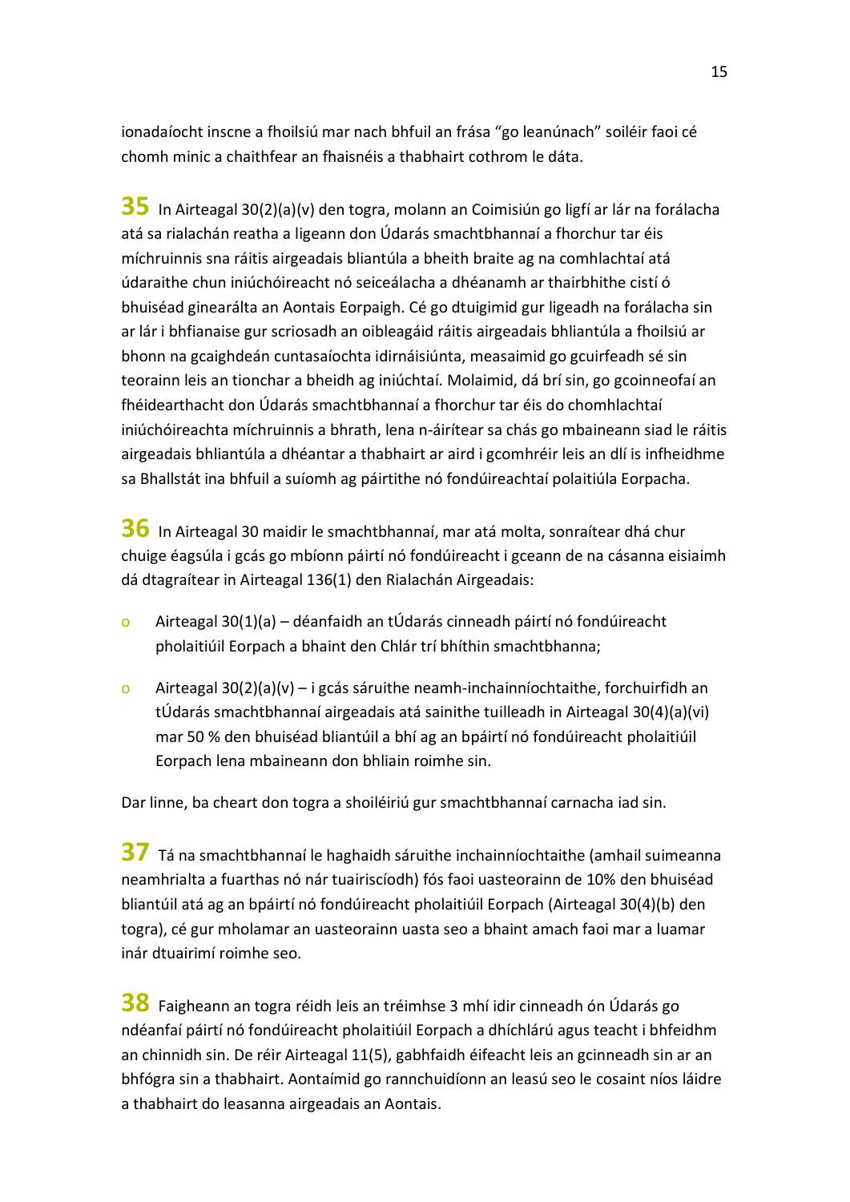ionadaíocht inscne a fhoilsiú mar nach bhfuil an frása "go leanúnach" soiléir faoi cé chomh minic a chaithfear an fhaisnéis a thabhairt cothrom le dáta.

**35** In Airteagal 30(2)(a)(v) den togra, molann an Coimisiún go ligfí ar lár na forálacha atá sa rialachán reatha a ligeann don Údarás smachtbhannaí a fhorchur tar éis míchruinnis sna ráitis airgeadais bliantúla a bheith braite ag na comhlachtaí atá údaraithe chun iniúchóireacht nó seiceálacha a dhéanamh ar thairbhithe cistí ó bhuiséad ginearálta an Aontais Eorpaigh. Cé go dtuigimid gur ligeadh na forálacha sin ar lár i bhfianaise gur scriosadh an oibleagáid ráitis airgeadais bhliantúla a fhoilsiú ar bhonn na gcaighdeán cuntasaíochta idirnáisiúnta, measaimid go gcuirfeadh sé sin teorainn leis an tionchar a bheidh ag iniúchtaí. Molaimid, dá brí sin, go gcoinneofaí an fhéidearthacht don Údarás smachtbhannaí a fhorchur tar éis do chomhlachtaí iniúchóireachta míchruinnis a bhrath, lena n-áirítear sa chás go mbaineann siad le ráitis airgeadais bhliantúla a dhéantar a thabhairt ar aird i gcomhréir leis an dlí is infheidhme sa Bhallstát ina bhfuil a suíomh ag páirtithe nó fondúireachtaí polaitiúla Eorpacha.

**36** In Airteagal 30 maidir le smachtbhannaí, mar atá molta, sonraítear dhá chur chuige éagsúla i gcás go mbíonn páirtí nó fondúireacht i gceann de na cásanna eisiaimh dá dtagraítear in Airteagal 136(1) den Rialachán Airgeadais:

- Airteagal 30(1)(a) – déanfaidh an tÚdarás cinneadh páirtí nó fondúireacht pholaitiúil Eorpach a bhaint den Chlár trí bhíthin smachtbhanna;
- Airteagal 30(2)(a)(v) – i gcás sáruithe neamh-inchainníochtaithe, forchuirfidh an tÚdarás smachtbhannaí airgeadais atá sainithe tuilleadh in Airteagal 30(4)(a)(vi) mar 50 % den bhuiséad bliantúil a bhí ag an bpáirtí nó fondúireacht pholaitiúil Eorpach lena mbaineann don bhliain roimhe sin.

Dar linne, ba cheart don togra a shoiléiriú gur smachtbhannaí carnacha iad sin.

**37** Tá na smachtbhannaí le haghaidh sáruithe inchainníochtaithe (amhail suimeanna neamhrialta a fuarthas nó nár tuairiscíodh) fós faoi uasteorainn de 10% den bhuiséad bliantúil atá ag an bpáirtí nó fondúireacht pholaitiúil Eorpach (Airteagal 30(4)(b) den togra), cé gur mholamar an uasteorainn uasta seo a bhaint amach faoi mar a luamar inár dtuairimí roimhe seo.

**38** Faigheann an togra réidh leis an tréimhse 3 mhí idir cinneadh ón Údarás go ndéanfaí páirtí nó fondúireacht pholaitiúil Eorpach a dhíchlárú agus teacht i bhfeidhm an chinnidh sin. De réir Airteagal 11(5), gabhfaidh éifeacht leis an gcinneadh sin ar an bhfógra sin a thabhairt. Aontaímid go rannchuidíonn an leasú seo le cosaint níos láidre a thabhairt do leasanna airgeadais an Aontais.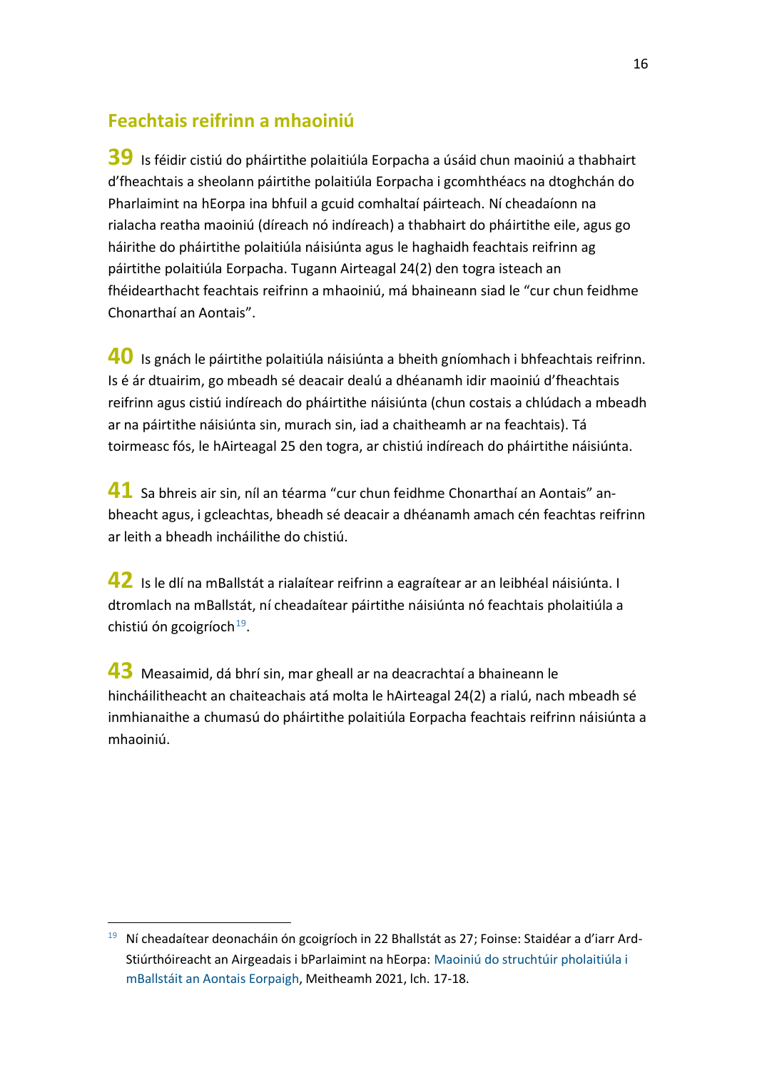## Feachtais reifrinn a mhaoiniú

**39** Is féidir cistiú do pháirtithe polaitiúla Eorpacha a úsáid chun maoiniú a thabhairt d'fheachtais a sheolann páirtithe polaitiúla Eorpacha i gcomhthéacs na dtoghchán do Pharlaimint na hEorpa ina bhfuil a gcuid comhaltaí páirteach. Ní cheadaíonn na rialacha reatha maoiniú (díreach nó indíreach) a thabhairt do pháirtithe eile, agus go háirithe do pháirtithe polaitiúla náisiúnta agus le haghaidh feachtais reifrinn ag páirtithe polaitiúla Eorpacha. Tugann Airteagal 24(2) den togra isteach an fhéidearthacht feachtais reifrinn a mhaoiniú, má bhaineann siad le "cur chun feidhme Chonarthaí an Aontais".

**40** Is gnách le páirtithe polaitiúla náisiúnta a bheith gníomhach i bhfeachtais reifrinn. Is é ár dtuairim, go mbeadh sé deacair dealú a dhéanamh idir maoiniú d'fheachtais reifrinn agus cistiú indíreach do pháirtithe náisiúnta (chun costais a chlúdach a mbeadh ar na páirtithe náisiúnta sin, murach sin, iad a chaitheamh ar na feachtais). Tá toirmeasc fós, le hAirteagal 25 den togra, ar chistiú indíreach do pháirtithe náisiúnta.

**41** Sa bhreis air sin, níl an téarma "cur chun feidhme Chonarthaí an Aontais" an-bheacht agus, i gcleachtas, bheadh sé deacair a dhéanamh amach cén feachtas reifrinn ar leith a bheadh incháilithe do chistiú.

**42** Is le dlí na mBallstát a rialaítear reifrinn a eagraítear ar an leibhéal náisiúnta. I dtromlach na mBallstát, ní cheadaítear páirtithe náisiúnta nó feachtais pholaitiúla a chistiú ón gcoigríoch[19].

**43** Measaimid, dá bhrí sin, mar gheall ar na deacrachtaí a bhaineann le hincháilitheacht an chaiteachais atá molta le hAirteagal 24(2) a rialú, nach mbeadh sé inmhianaithe a chumasú do pháirtithe polaitiúla Eorpacha feachtais reifrinn náisiúnta a mhaoiniú.

---

[19] Ní cheadaítear deonacháin ón gcoigríoch in 22 Bhallstát as 27; Foinse: Staidéar a d'iarr Ard-Stiúrthóireacht an Airgeadais i bParlaimint na hEorpa: Maoiniú do struchtúir pholaitiúla i mBallstáit an Aontais Eorpaigh, Meitheamh 2021, lch. 17-18.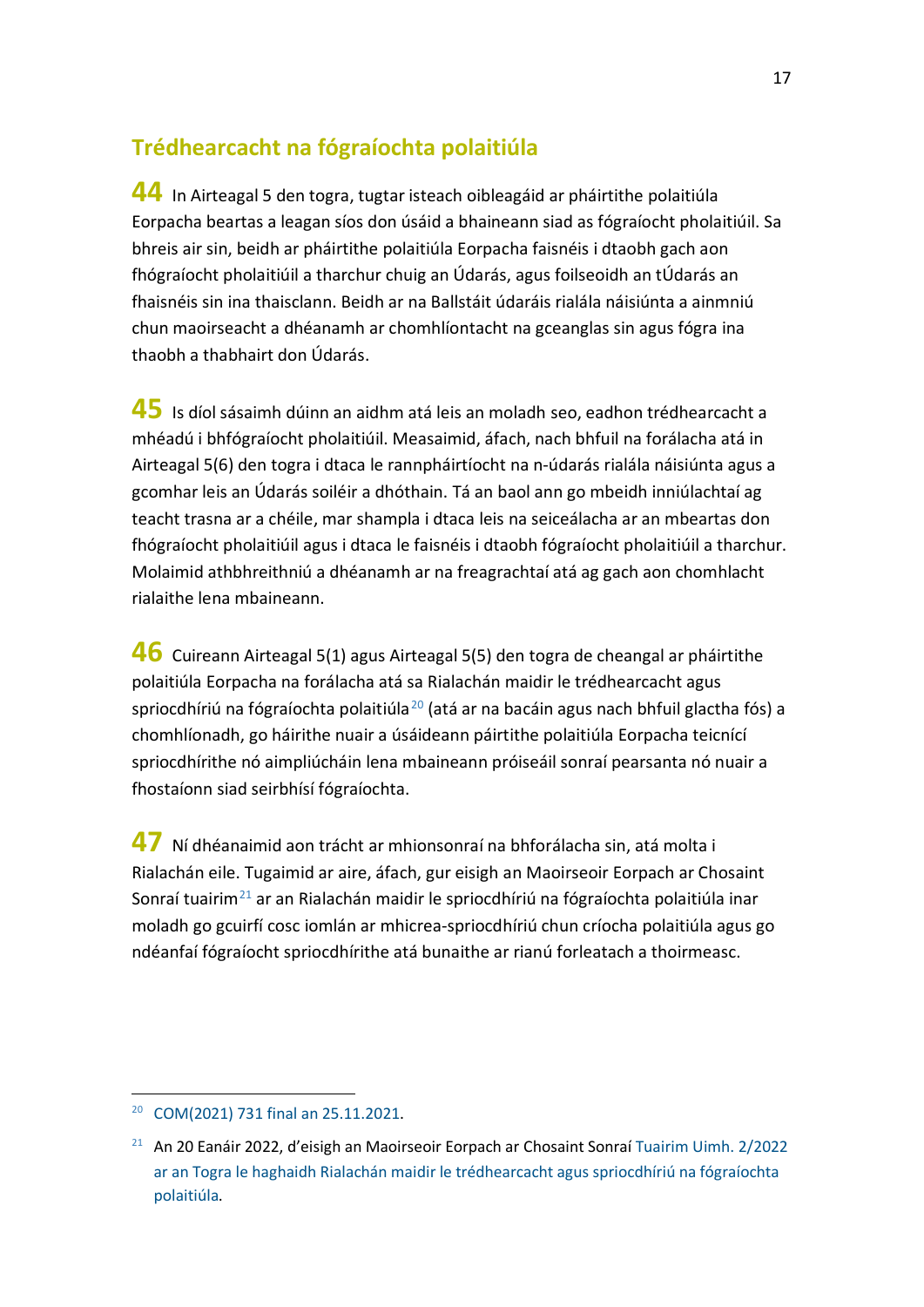## Trédhearcacht na fógraíochta polaitiúla

**44** In Airteagal 5 den togra, tugtar isteach oibleagáid ar pháirtithe polaitiúla Eorpacha beartas a leagan síos don úsáid a bhaineann siad as fógraíocht pholaitiúil. Sa bhreis air sin, beidh ar pháirtithe polaitiúla Eorpacha faisnéis i dtaobh gach aon fhógraíocht pholaitiúil a tharchur chuig an Údarás, agus foilseoidh an tÚdarás an fhaisnéis sin ina thaisclann. Beidh ar na Ballstáit údaráis rialála náisiúnta a ainmniú chun maoirseacht a dhéanamh ar chomhlíontacht na gceanglas sin agus fógra ina thaobh a thabhairt don Údarás.

**45** Is díol sásaimh dúinn an aidhm atá leis an moladh seo, eadhon trédhearcacht a mhéadú i bhfógraíocht pholaitiúil. Measaimid, áfach, nach bhfuil na forálacha atá in Airteagal 5(6) den togra i dtaca le rannpháirtíocht na n-údarás rialála náisiúnta agus a gcomhar leis an Údarás soiléir a dhóthain. Tá an baol ann go mbeidh inniúlachtaí ag teacht trasna ar a chéile, mar shampla i dtaca leis na seiceálacha ar an mbeartas don fhógraíocht pholaitiúil agus i dtaca le faisnéis i dtaobh fógraíocht pholaitiúil a tharchur. Molaimid athbhreithniú a dhéanamh ar na freagrachtaí atá ag gach aon chomhlacht rialaithe lena mbaineann.

**46** Cuireann Airteagal 5(1) agus Airteagal 5(5) den togra de cheangal ar pháirtithe polaitiúla Eorpacha na forálacha atá sa Rialachán maidir le trédhearcacht agus spriocdhíriú na fógraíochta polaitiúla[20] (atá ar na bacáin agus nach bhfuil glactha fós) a chomhlíonadh, go háirithe nuair a úsáideann páirtithe polaitiúla Eorpacha teicnící spriocdhírithe nó aimpliúcháin lena mbaineann próiseáil sonraí pearsanta nó nuair a fhostaíonn siad seirbhísí fógraíochta.

**47** Ní dhéanaimid aon trácht ar mhionsonraí na bhforálacha sin, atá molta i Rialachán eile. Tugaimid ar aire, áfach, gur eisigh an Maoirseoir Eorpach ar Chosaint Sonraí tuairim[21] ar an Rialachán maidir le spriocdhíriú na fógraíochta polaitiúla inar moladh go gcuirfí cosc iomlán ar mhicrea-spriocdhíriú chun críocha polaitiúla agus go ndéanfaí fógraíocht spriocdhírithe atá bunaithe ar rianú forleatach a thoirmeasc.

---

[20] COM(2021) 731 final an 25.11.2021.

[21] An 20 Eanáir 2022, d'eisigh an Maoirseoir Eorpach ar Chosaint Sonraí Tuairim Uimh. 2/2022 ar an Togra le haghaidh Rialachán maidir le trédhearcacht agus spriocdhíriú na fógraíochta polaitiúla.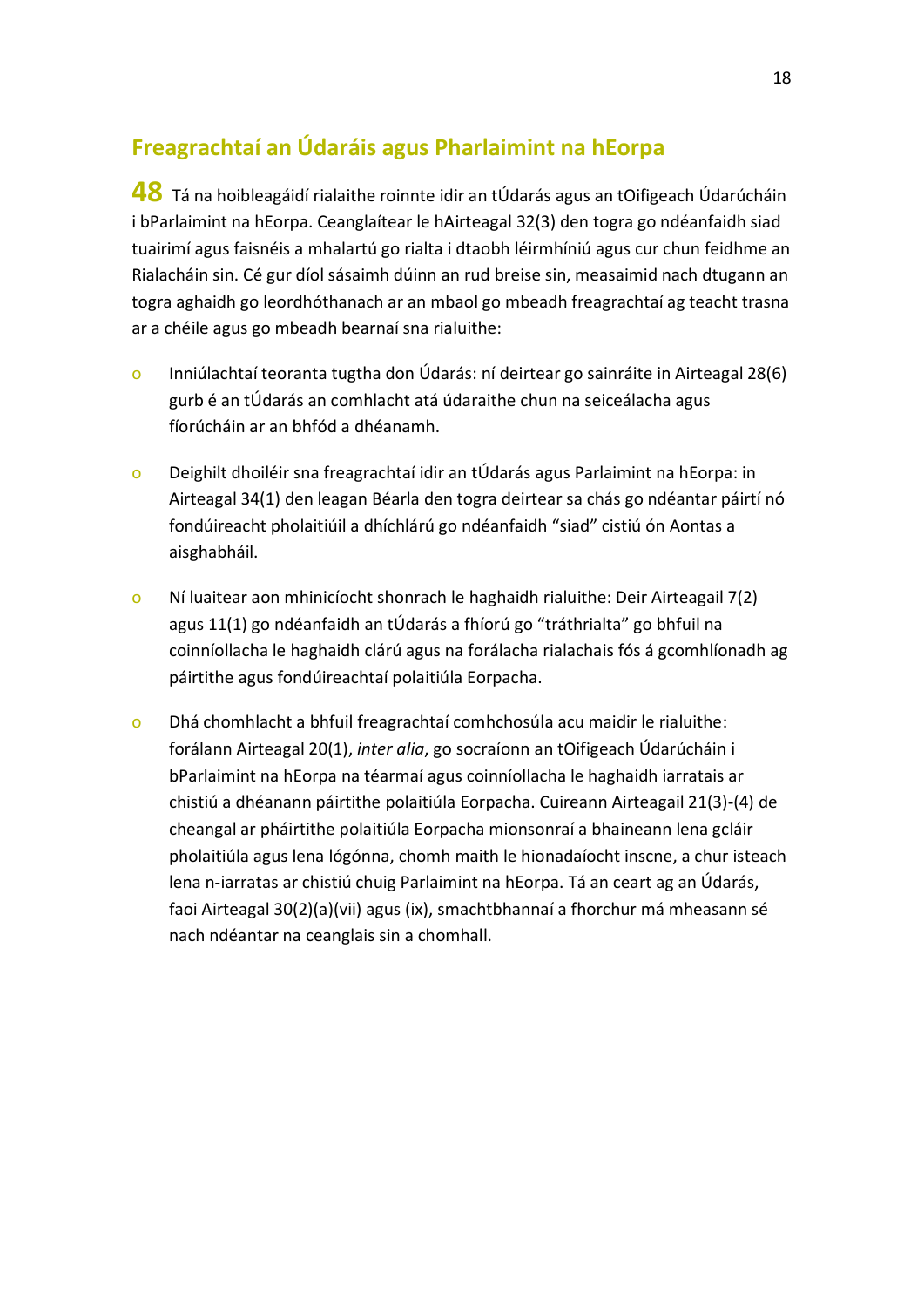## Freagrachtaí an Údaráis agus Pharlaimint na hEorpa

**48** Tá na hoibleagáidí rialaithe roinnte idir an tÚdarás agus an tOifigeach Údarúcháin i bParlaimint na hEorpa. Ceanglaítear le hAirteagal 32(3) den togra go ndéanfaidh siad tuairimí agus faisnéis a mhalartú go rialta i dtaobh léirmhíniú agus cur chun feidhme an Rialacháin sin. Cé gur díol sásaimh dúinn an rud breise sin, measaimid nach dtugann an togra aghaidh go leordhóthanach ar an mbaol go mbeadh freagrachtaí ag teacht trasna ar a chéile agus go mbeadh bearnaí sna rialuithe:

- Inniúlachtaí teoranta tugtha don Údarás: ní deirtear go sainráite in Airteagal 28(6) gurb é an tÚdarás an comhlacht atá údaraithe chun na seiceálacha agus fíorúcháin ar an bhfód a dhéanamh.
- Deighilt dhoiléir sna freagrachtaí idir an tÚdarás agus Parlaimint na hEorpa: in Airteagal 34(1) den leagan Béarla den togra deirtear sa chás go ndéantar páirtí nó fondúireacht pholaitiúil a dhíchlárú go ndéanfaidh "siad" cistiú ón Aontas a aisghabháil.
- Ní luaitear aon mhinicíocht shonrach le haghaidh rialuithe: Deir Airteagail 7(2) agus 11(1) go ndéanfaidh an tÚdarás a fhíorú go "tráthrialta" go bhfuil na coinníollacha le haghaidh clárú agus na forálacha rialachais fós á gcomhlíonadh ag páirtithe agus fondúireachtaí polaitiúla Eorpacha.
- Dhá chomhlacht a bhfuil freagrachtaí comhchosúla acu maidir le rialuithe: forálann Airteagal 20(1), *inter alia*, go socraíonn an tOifigeach Údarúcháin i bParlaimint na hEorpa na téarmaí agus coinníollacha le haghaidh iarratais ar chistiú a dhéanann páirtithe polaitiúla Eorpacha. Cuireann Airteagail 21(3)-(4) de cheangal ar pháirtithe polaitiúla Eorpacha mionsonraí a bhaineann lena gcláir pholaitiúla agus lena lógónna, chomh maith le hionadaíocht inscne, a chur isteach lena n-iarratas ar chistiú chuig Parlaimint na hEorpa. Tá an ceart ag an Údarás, faoi Airteagal 30(2)(a)(vii) agus (ix), smachtbhannaí a fhorchur má mheasann sé nach ndéantar na ceanglais sin a chomhall.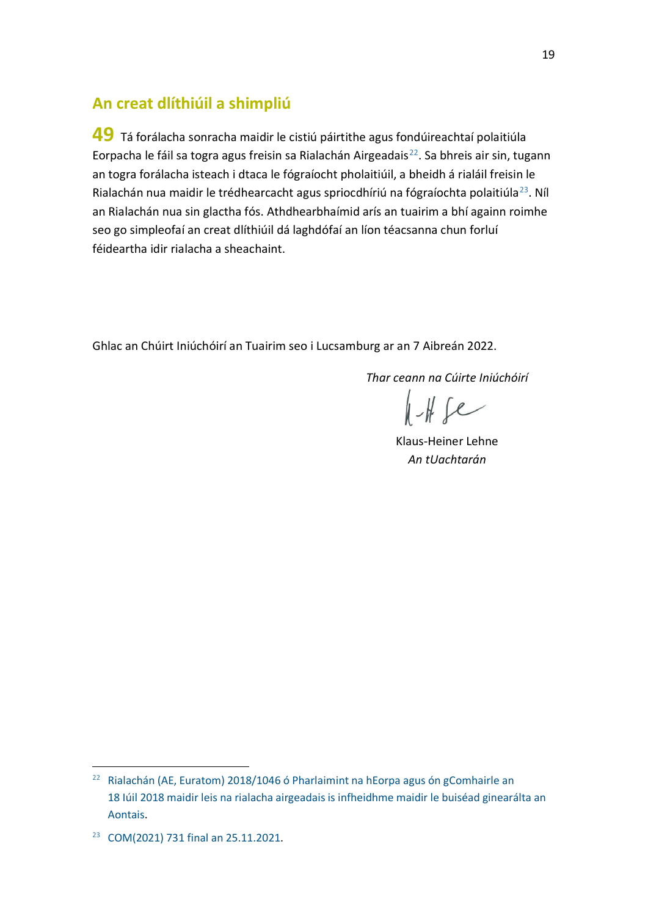## An creat dlíthiúil a shimpliú

**49** Tá forálacha sonracha maidir le cistiú páirtithe agus fondúireachtaí polaitiúla Eorpacha le fáil sa togra agus freisin sa Rialachán Airgeadais[22]. Sa bhreis air sin, tugann an togra forálacha isteach i dtaca le fógraíocht pholaitiúil, a bheidh á rialáil freisin le Rialachán nua maidir le trédhearcacht agus spriocdhíriú na fógraíochta polaitiúla[23]. Níl an Rialachán nua sin glactha fós. Athdhearbhaímid arís an tuairim a bhí againn roimhe seo go simpleofaí an creat dlíthiúil dá laghdófaí an líon téacsanna chun forluí féideartha idir rialacha a sheachaint.

Ghlac an Chúirt Iniúchóirí an Tuairim seo i Lucsamburg ar an 7 Aibreán 2022.

*Thar ceann na Cúirte Iniúchóirí*

Klaus-Heiner Lehne
*An tUachtarán*

---

[22] Rialachán (AE, Euratom) 2018/1046 ó Pharlaimint na hEorpa agus ón gComhairle an 18 Iúil 2018 maidir leis na rialacha airgeadais is infheidhme maidir le buiséad ginearálta an Aontais.

[23] COM(2021) 731 final an 25.11.2021.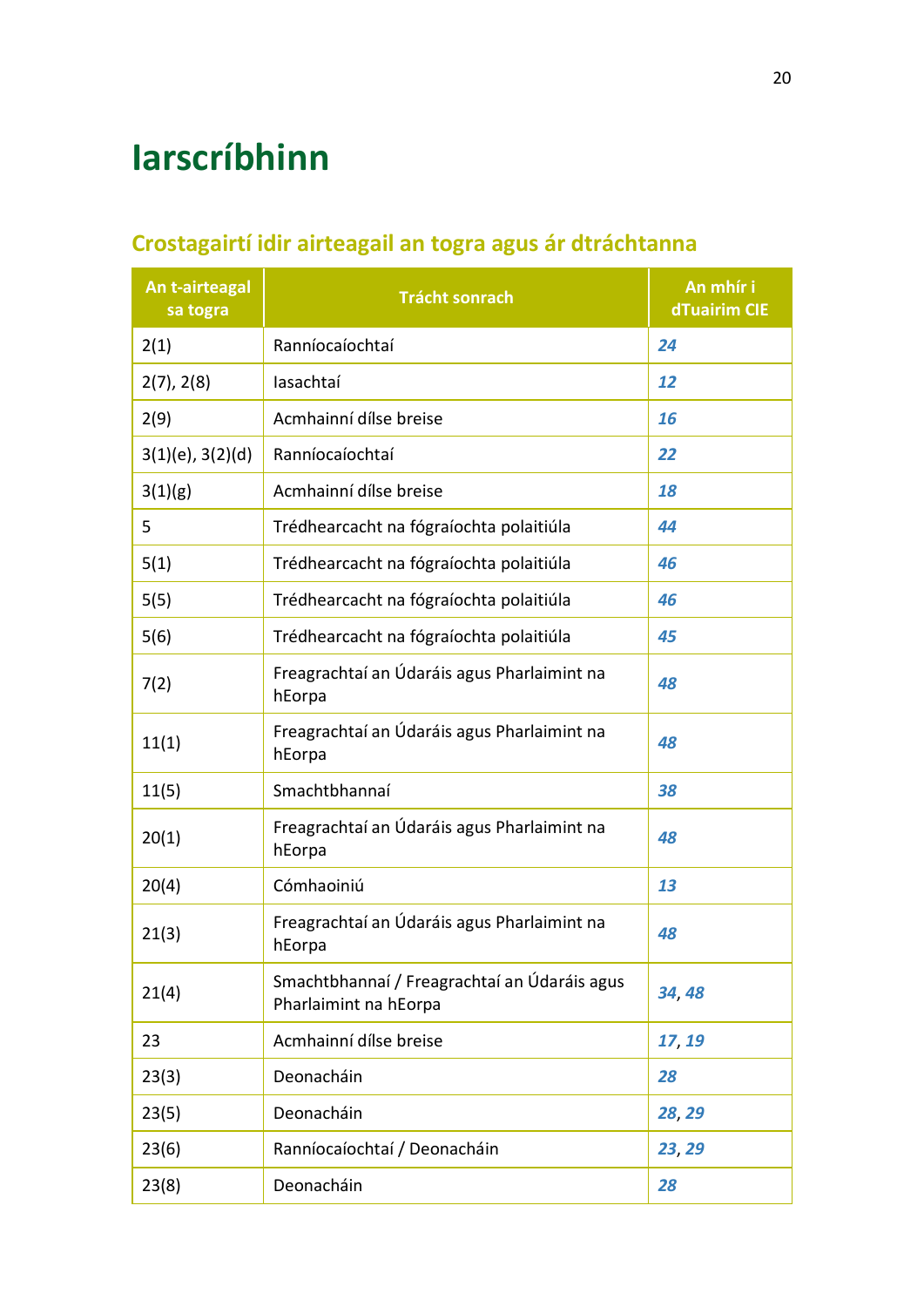# Iarscríbhinn

## Crostagairtí idir airteagail an togra agus ár dtráchtanna

| An t-airteagal sa togra | Trácht sonrach | An mhír i dTuairim CIE |
|---|---|---|
| 2(1) | Ranníocaíochtaí | *24* |
| 2(7), 2(8) | Iasachtaí | *12* |
| 2(9) | Acmhainní dílse breise | *16* |
| 3(1)(e), 3(2)(d) | Ranníocaíochtaí | *22* |
| 3(1)(g) | Acmhainní dílse breise | *18* |
| 5 | Trédhearcacht na fógraíochta polaitiúla | *44* |
| 5(1) | Trédhearcacht na fógraíochta polaitiúla | *46* |
| 5(5) | Trédhearcacht na fógraíochta polaitiúla | *46* |
| 5(6) | Trédhearcacht na fógraíochta polaitiúla | *45* |
| 7(2) | Freagrachtaí an Údaráis agus Pharlaimint na hEorpa | *48* |
| 11(1) | Freagrachtaí an Údaráis agus Pharlaimint na hEorpa | *48* |
| 11(5) | Smachtbhannaí | *38* |
| 20(1) | Freagrachtaí an Údaráis agus Pharlaimint na hEorpa | *48* |
| 20(4) | Cómhaoiniú | *13* |
| 21(3) | Freagrachtaí an Údaráis agus Pharlaimint na hEorpa | *48* |
| 21(4) | Smachtbhannaí / Freagrachtaí an Údaráis agus Pharlaimint na hEorpa | *34*, *48* |
| 23 | Acmhainní dílse breise | *17*, *19* |
| 23(3) | Deonacháin | *28* |
| 23(5) | Deonacháin | *28*, *29* |
| 23(6) | Ranníocaíochtaí / Deonacháin | *23*, *29* |
| 23(8) | Deonacháin | *28* |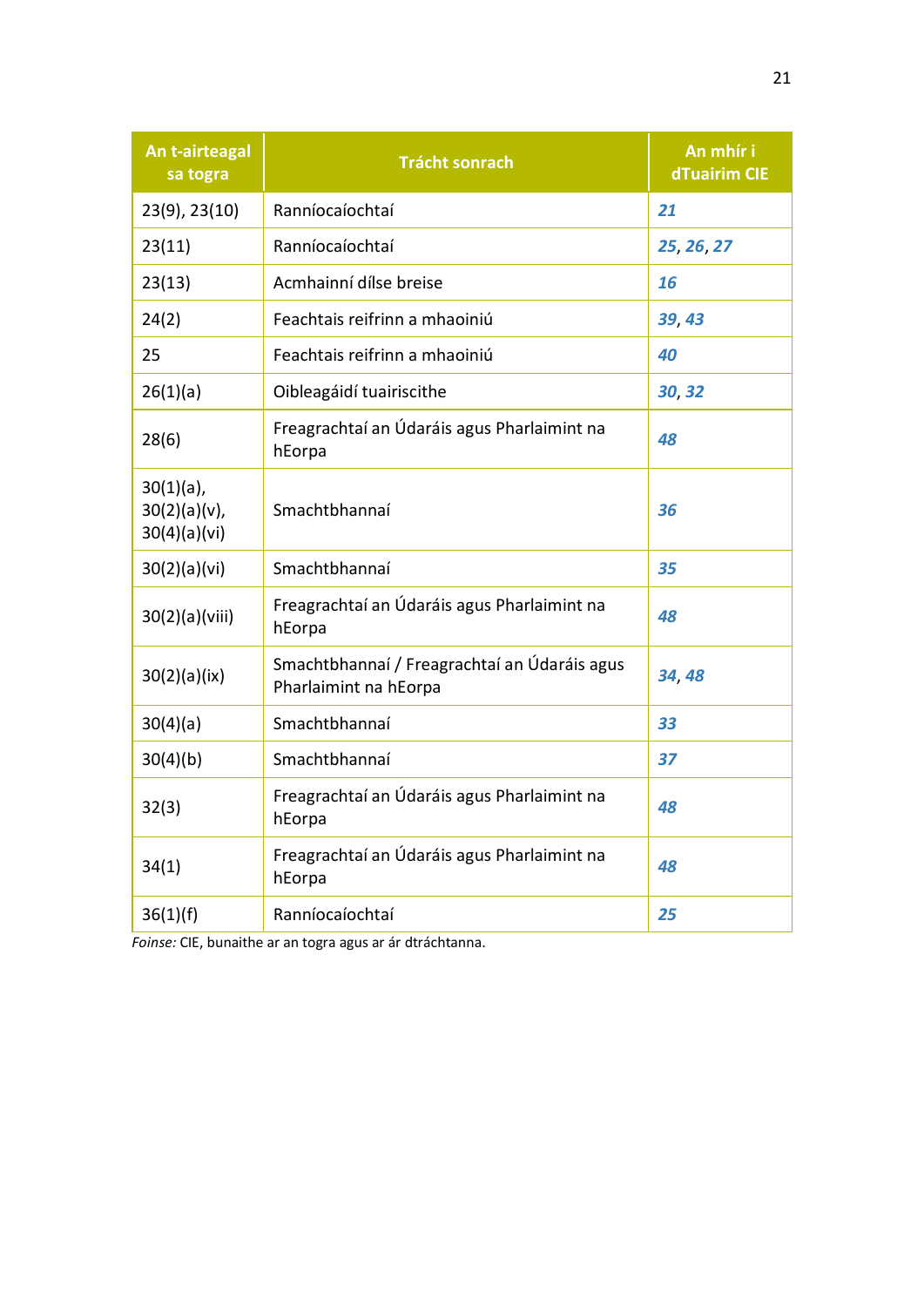| An t-airteagal sa togra | Trácht sonrach | An mhír i dTuairim CIE |
|---|---|---|
| 23(9), 23(10) | Ranníocaíochtaí | *21* |
| 23(11) | Ranníocaíochtaí | *25*, *26*, *27* |
| 23(13) | Acmhainní dílse breise | *16* |
| 24(2) | Feachtais reifrinn a mhaoiniú | *39*, *43* |
| 25 | Feachtais reifrinn a mhaoiniú | *40* |
| 26(1)(a) | Oibleagáidí tuairiscithe | *30*, *32* |
| 28(6) | Freagrachtaí an Údaráis agus Pharlaimint na hEorpa | *48* |
| 30(1)(a), 30(2)(a)(v), 30(4)(a)(vi) | Smachtbhannaí | *36* |
| 30(2)(a)(vi) | Smachtbhannaí | *35* |
| 30(2)(a)(viii) | Freagrachtaí an Údaráis agus Pharlaimint na hEorpa | *48* |
| 30(2)(a)(ix) | Smachtbhannaí / Freagrachtaí an Údaráis agus Pharlaimint na hEorpa | *34*, *48* |
| 30(4)(a) | Smachtbhannaí | *33* |
| 30(4)(b) | Smachtbhannaí | *37* |
| 32(3) | Freagrachtaí an Údaráis agus Pharlaimint na hEorpa | *48* |
| 34(1) | Freagrachtaí an Údaráis agus Pharlaimint na hEorpa | *48* |
| 36(1)(f) | Ranníocaíochtaí | *25* |

*Foinse:* CIE, bunaithe ar an togra agus ar ár dtráchtanna.